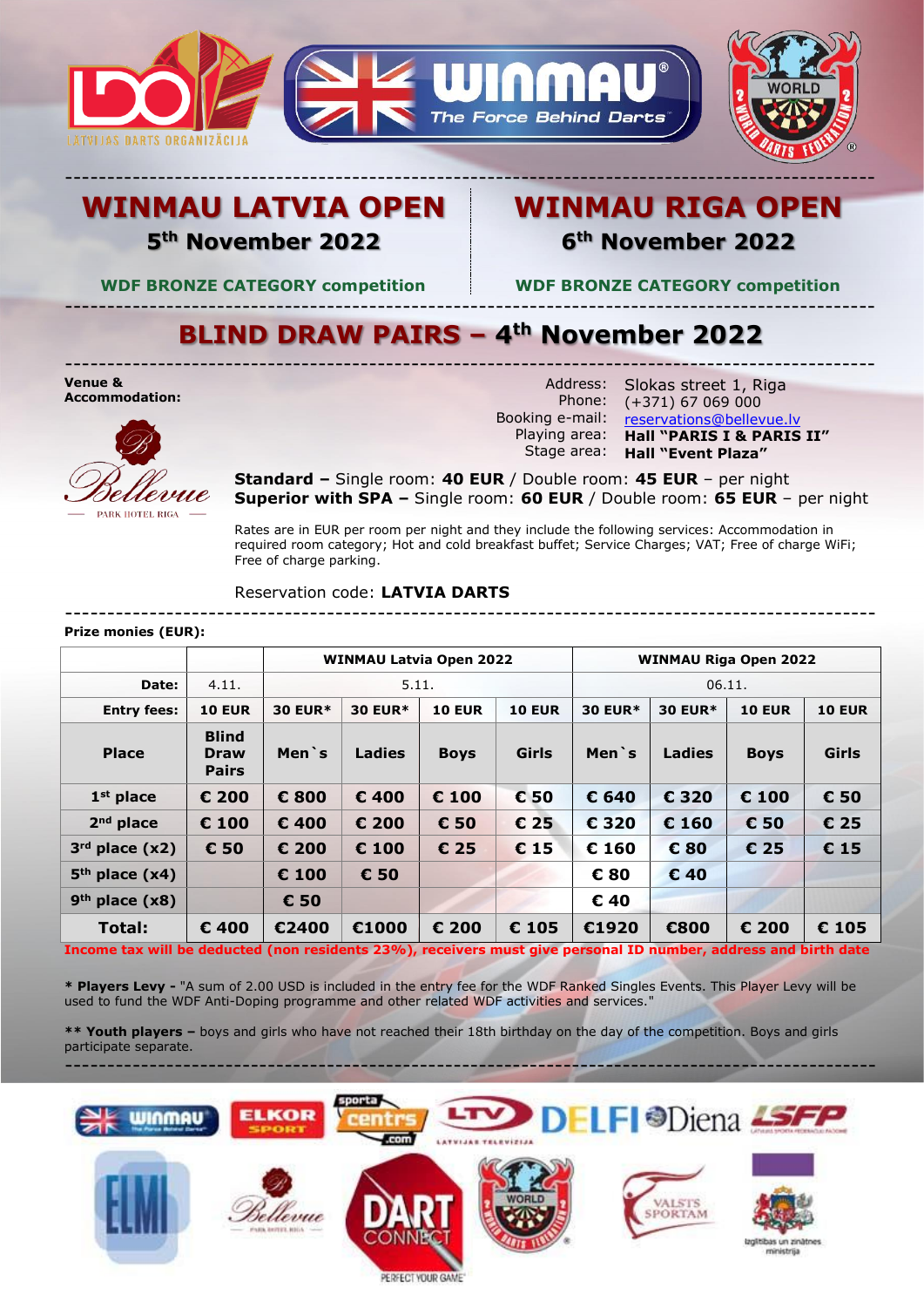# WINMAU LATVIA OPEN

## 5th November 2022

**WDF BRONZE CATEGORY competition**

# WINMAU RIGA OPEN

## 6th November 2022

**WDF BRONZE CATEGORY competition**

# BLIND DRAW PAIRS – 4th November 2022

**Venue & Accommodation:**

Address: Slokas street 1, Riga
Phone: (+371) 67 069 000
Booking e-mail: reservations@bellevue.lv
Playing area: **Hall "PARIS I & PARIS II"**
Stage area: **Hall "Event Plaza"**

**Standard –** Single room: **40 EUR** / Double room: **45 EUR** – per night
**Superior with SPA –** Single room: **60 EUR** / Double room: **65 EUR** – per night

Rates are in EUR per room per night and they include the following services: Accommodation in required room category; Hot and cold breakfast buffet; Service Charges; VAT; Free of charge WiFi; Free of charge parking.

Reservation code: **LATVIA DARTS**

**Prize monies (EUR):**

| | | WINMAU Latvia Open 2022 | | | | WINMAU Riga Open 2022 | | | |
|---|---|---|---|---|---|---|---|---|---|
| **Date:** | 4.11. | 5.11. | | | | 06.11. | | | |
| **Entry fees:** | **10 EUR** | **30 EUR*** | **30 EUR*** | **10 EUR** | **10 EUR** | **30 EUR*** | **30 EUR*** | **10 EUR** | **10 EUR** |
| **Place** | **Blind Draw Pairs** | **Men`s** | **Ladies** | **Boys** | **Girls** | **Men`s** | **Ladies** | **Boys** | **Girls** |
| **1st place** | **€ 200** | **€ 800** | **€ 400** | **€ 100** | **€ 50** | **€ 640** | **€ 320** | **€ 100** | **€ 50** |
| **2nd place** | **€ 100** | **€ 400** | **€ 200** | **€ 50** | **€ 25** | **€ 320** | **€ 160** | **€ 50** | **€ 25** |
| **3rd place (x2)** | **€ 50** | **€ 200** | **€ 100** | **€ 25** | **€ 15** | **€ 160** | **€ 80** | **€ 25** | **€ 15** |
| **5th place (x4)** | | **€ 100** | **€ 50** | | | **€ 80** | **€ 40** | | |
| **9th place (x8)** | | **€ 50** | | | | **€ 40** | | | |
| **Total:** | **€ 400** | **€2400** | **€1000** | **€ 200** | **€ 105** | **€1920** | **€800** | **€ 200** | **€ 105** |

**Income tax will be deducted (non residents 23%), receivers must give personal ID number, address and birth date**

**\* Players Levy -** "A sum of 2.00 USD is included in the entry fee for the WDF Ranked Singles Events. This Player Levy will be used to fund the WDF Anti-Doping programme and other related WDF activities and services."

**\*\* Youth players –** boys and girls who have not reached their 18th birthday on the day of the competition. Boys and girls participate separate.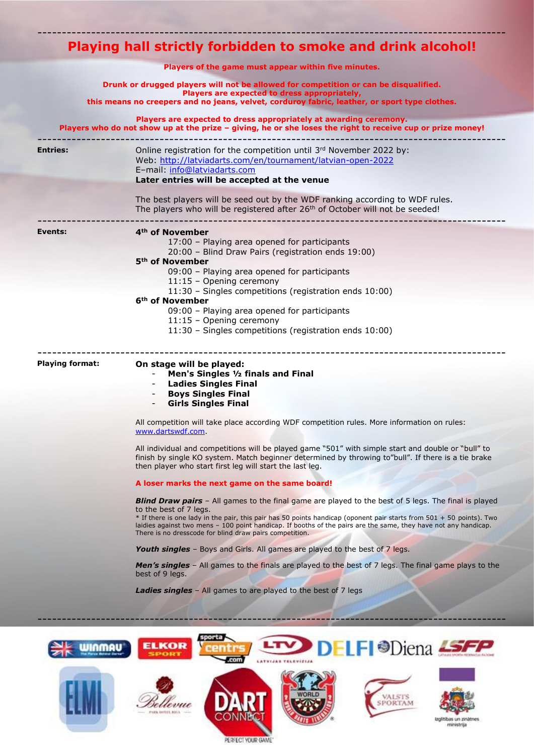# Playing hall strictly forbidden to smoke and drink alcohol!

**Players of the game must appear within five minutes.**

**Drunk or drugged players will not be allowed for competition or can be disqualified.**
**Players are expected to dress appropriately,**
**this means no creepers and no jeans, velvet, corduroy fabric, leather, or sport type clothes.**

**Players are expected to dress appropriately at awarding ceremony.**
**Players who do not show up at the prize – giving, he or she loses the right to receive cup or prize money!**

---

**Entries:**

Online registration for the competition until 3rd November 2022 by:
Web: http://latviadarts.com/en/tournament/latvian-open-2022
E–mail: info@latviadarts.com
**Later entries will be accepted at the venue**

The best players will be seed out by the WDF ranking according to WDF rules.
The players who will be registered after 26th of October will not be seeded!

---

**Events:**

**4th of November**
- 17:00 – Playing area opened for participants
- 20:00 – Blind Draw Pairs (registration ends 19:00)

**5th of November**
- 09:00 – Playing area opened for participants
- 11:15 – Opening ceremony
- 11:30 – Singles competitions (registration ends 10:00)

**6th of November**
- 09:00 – Playing area opened for participants
- 11:15 – Opening ceremony
- 11:30 – Singles competitions (registration ends 10:00)

---

**Playing format:**

**On stage will be played:**
- **Men's Singles ½ finals and Final**
- **Ladies Singles Final**
- **Boys Singles Final**
- **Girls Singles Final**

All competition will take place according WDF competition rules. More information on rules: www.dartswdf.com.

All individual and competitions will be played game "501" with simple start and double or "bull" to finish by single KO system. Match beginner determined by throwing to"bull". If there is a tie brake then player who start first leg will start the last leg.

**A loser marks the next game on the same board!**

***Blind Draw pairs*** – All games to the final game are played to the best of 5 legs. The final is played to the best of 7 legs.
* If there is one lady in the pair, this pair has 50 points handicap (oponent pair starts from 501 + 50 points). Two laidies against two mens – 100 point handicap. If booths of the pairs are the same, they have not any handicap. There is no dresscode for blind draw pairs competition.

***Youth singles*** – Boys and Girls. All games are played to the best of 7 legs.

***Men's singles*** – All games to the finals are played to the best of 7 legs. The final game plays to the best of 9 legs.

***Ladies singles*** – All games to are played to the best of 7 legs

---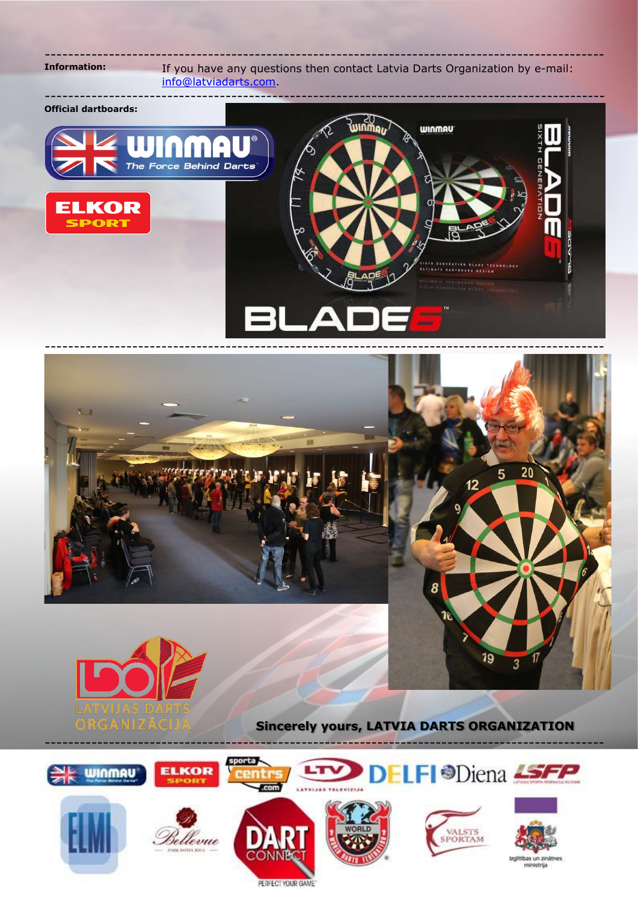**Information:** If you have any questions then contact Latvia Darts Organization by e-mail: info@latviadarts.com.

**Official dartboards:**

**Sincerely yours, LATVIA DARTS ORGANIZATION**